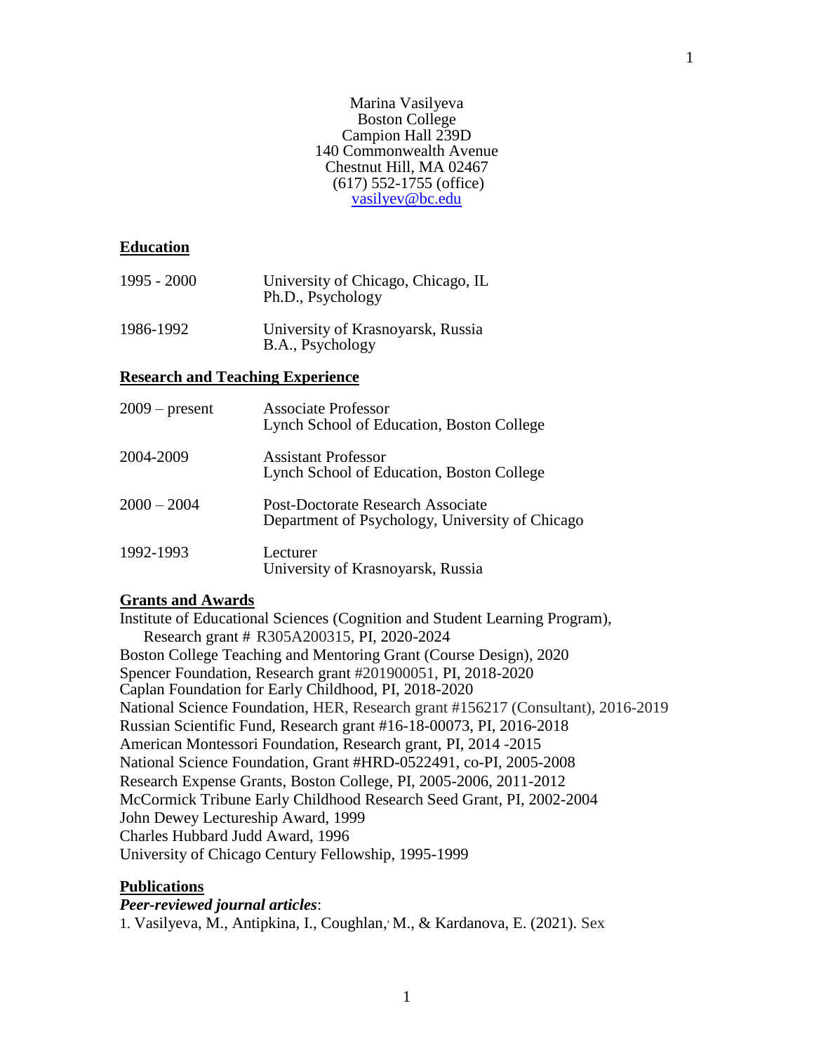Marina Vasilyeva
Boston College
Campion Hall 239D
140 Commonwealth Avenue
Chestnut Hill, MA 02467
(617) 552-1755 (office)
vasilyev@bc.edu

## Education

| | |
|---|---|
| 1995 - 2000 | University of Chicago, Chicago, IL<br>Ph.D., Psychology |
| 1986-1992 | University of Krasnoyarsk, Russia<br>B.A., Psychology |

## Research and Teaching Experience

| | |
|---|---|
| 2009 – present | Associate Professor<br>Lynch School of Education, Boston College |
| 2004-2009 | Assistant Professor<br>Lynch School of Education, Boston College |
| 2000 – 2004 | Post-Doctorate Research Associate<br>Department of Psychology, University of Chicago |
| 1992-1993 | Lecturer<br>University of Krasnoyarsk, Russia |

## Grants and Awards

Institute of Educational Sciences (Cognition and Student Learning Program), Research grant # R305A200315, PI, 2020-2024
Boston College Teaching and Mentoring Grant (Course Design), 2020
Spencer Foundation, Research grant #201900051, PI, 2018-2020
Caplan Foundation for Early Childhood, PI, 2018-2020
National Science Foundation, HER, Research grant #156217 (Consultant), 2016-2019
Russian Scientific Fund, Research grant #16-18-00073, PI, 2016-2018
American Montessori Foundation, Research grant, PI, 2014 -2015
National Science Foundation, Grant #HRD-0522491, co-PI, 2005-2008
Research Expense Grants, Boston College, PI, 2005-2006, 2011-2012
McCormick Tribune Early Childhood Research Seed Grant, PI, 2002-2004
John Dewey Lectureship Award, 1999
Charles Hubbard Judd Award, 1996
University of Chicago Century Fellowship, 1995-1999

## Publications

***Peer-reviewed journal articles***:

1. Vasilyeva, M., Antipkina, I., Coughlan, M., & Kardanova, E. (2021). Sex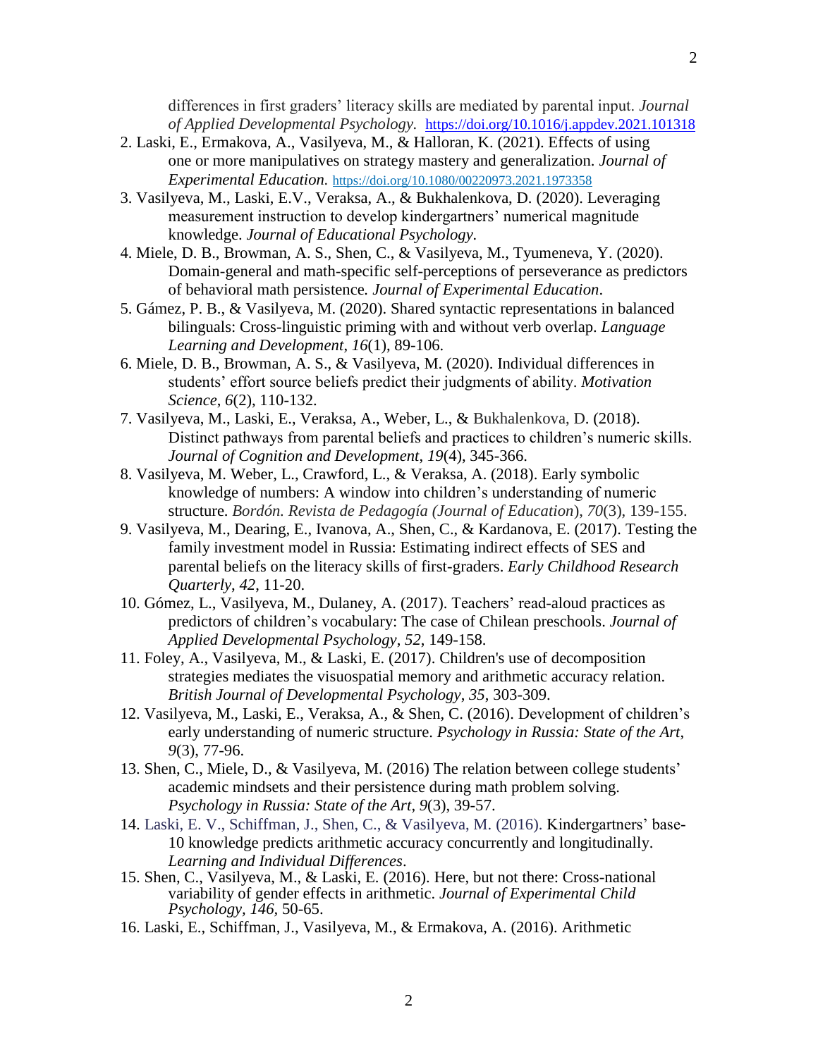differences in first graders' literacy skills are mediated by parental input. *Journal of Applied Developmental Psychology*. https://doi.org/10.1016/j.appdev.2021.101318

2. Laski, E., Ermakova, A., Vasilyeva, M., & Halloran, K. (2021). Effects of using one or more manipulatives on strategy mastery and generalization. *Journal of Experimental Education.* https://doi.org/10.1080/00220973.2021.1973358
3. Vasilyeva, M., Laski, E.V., Veraksa, A., & Bukhalenkova, D. (2020). Leveraging measurement instruction to develop kindergartners' numerical magnitude knowledge. *Journal of Educational Psychology.*
4. Miele, D. B., Browman, A. S., Shen, C., & Vasilyeva, M., Tyumeneva, Y. (2020). Domain-general and math-specific self-perceptions of perseverance as predictors of behavioral math persistence*. Journal of Experimental Education*.
5. Gámez, P. B., & Vasilyeva, M. (2020). Shared syntactic representations in balanced bilinguals: Cross-linguistic priming with and without verb overlap. *Language Learning and Development*, *16*(1), 89-106.
6. Miele, D. B., Browman, A. S., & Vasilyeva, M. (2020). Individual differences in students' effort source beliefs predict their judgments of ability. *Motivation Science*, *6*(2), 110-132.
7. Vasilyeva, M., Laski, E., Veraksa, A., Weber, L., & Bukhalenkova, D. (2018). Distinct pathways from parental beliefs and practices to children's numeric skills. *Journal of Cognition and Development*, *19*(4), 345-366.
8. Vasilyeva, M. Weber, L., Crawford, L., & Veraksa, A. (2018). Early symbolic knowledge of numbers: A window into children's understanding of numeric structure. *Bordón. Revista de Pedagogía (Journal of Education*), *70*(3), 139-155.
9. Vasilyeva, M., Dearing, E., Ivanova, A., Shen, C., & Kardanova, E. (2017). Testing the family investment model in Russia: Estimating indirect effects of SES and parental beliefs on the literacy skills of first-graders. *Early Childhood Research Quarterly*, *42*, 11-20.
10. Gómez, L., Vasilyeva, M., Dulaney, A. (2017). Teachers' read-aloud practices as predictors of children's vocabulary: The case of Chilean preschools. *Journal of Applied Developmental Psychology*, *52*, 149-158.
11. Foley, A., Vasilyeva, M., & Laski, E. (2017). Children's use of decomposition strategies mediates the visuospatial memory and arithmetic accuracy relation. *British Journal of Developmental Psychology*, *35*, 303-309.
12. Vasilyeva, M., Laski, E., Veraksa, A., & Shen, C. (2016). Development of children's early understanding of numeric structure. *Psychology in Russia: State of the Art*, *9*(3), 77-96.
13. Shen, C., Miele, D., & Vasilyeva, M. (2016) The relation between college students' academic mindsets and their persistence during math problem solving. *Psychology in Russia: State of the Art*, *9*(3), 39-57.
14. Laski, E. V., Schiffman, J., Shen, C., & Vasilyeva, M. (2016). Kindergartners' base-10 knowledge predicts arithmetic accuracy concurrently and longitudinally. *Learning and Individual Differences*.
15. Shen, C., Vasilyeva, M., & Laski, E. (2016). Here, but not there: Cross-national variability of gender effects in arithmetic. *Journal of Experimental Child Psychology, 146,* 50-65.
16. Laski, E., Schiffman, J., Vasilyeva, M., & Ermakova, A. (2016). Arithmetic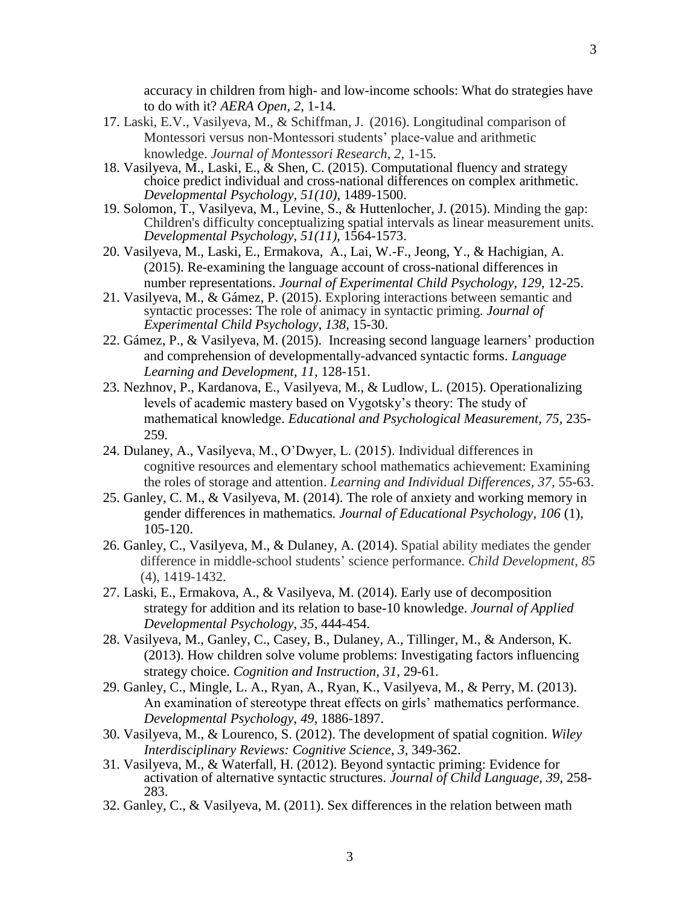accuracy in children from high- and low-income schools: What do strategies have to do with it? *AERA Open, 2,* 1-14.

17. Laski, E.V., Vasilyeva, M., & Schiffman, J. (2016). Longitudinal comparison of Montessori versus non-Montessori students' place-value and arithmetic knowledge. *Journal of Montessori Research, 2,* 1-15.
18. Vasilyeva, M., Laski, E., & Shen, C. (2015). Computational fluency and strategy choice predict individual and cross-national differences on complex arithmetic. *Developmental Psychology, 51(10)*, 1489-1500.
19. Solomon, T., Vasilyeva, M., Levine, S., & Huttenlocher, J. (2015). Minding the gap: Children's difficulty conceptualizing spatial intervals as linear measurement units. *Developmental Psychology, 51(11),* 1564-1573.
20. Vasilyeva, M., Laski, E., Ermakova, A., Lai, W.-F., Jeong, Y., & Hachigian, A. (2015). Re-examining the language account of cross-national differences in number representations. *Journal of Experimental Child Psychology, 129*, 12-25.
21. Vasilyeva, M., & Gámez, P. (2015). Exploring interactions between semantic and syntactic processes: The role of animacy in syntactic priming. *Journal of Experimental Child Psychology*, *138*, 15-30.
22. Gámez, P., & Vasilyeva, M. (2015). Increasing second language learners' production and comprehension of developmentally-advanced syntactic forms. *Language Learning and Development, 11,* 128-151.
23. Nezhnov, P., Kardanova, E., Vasilyeva, M., & Ludlow, L. (2015). Operationalizing levels of academic mastery based on Vygotsky's theory: The study of mathematical knowledge. *Educational and Psychological Measurement, 75,* 235-259.
24. Dulaney, A., Vasilyeva, M., O'Dwyer, L. (2015). Individual differences in cognitive resources and elementary school mathematics achievement: Examining the roles of storage and attention. *Learning and Individual Differences, 37,* 55-63.
25. Ganley, C. M., & Vasilyeva, M. (2014). The role of anxiety and working memory in gender differences in mathematics. *Journal of Educational Psychology, 106* (1), 105-120.
26. Ganley, C., Vasilyeva, M., & Dulaney, A. (2014). Spatial ability mediates the gender difference in middle-school students' science performance. *Child Development*, *85* (4), 1419-1432.
27. Laski, E., Ermakova, A., & Vasilyeva, M. (2014). Early use of decomposition strategy for addition and its relation to base-10 knowledge. *Journal of Applied Developmental Psychology, 35,* 444-454.
28. Vasilyeva, M., Ganley, C., Casey, B., Dulaney, A., Tillinger, M., & Anderson, K. (2013). How children solve volume problems: Investigating factors influencing strategy choice. *Cognition and Instruction, 31,* 29-61.
29. Ganley, C., Mingle, L. A., Ryan, A., Ryan, K., Vasilyeva, M., & Perry, M. (2013). An examination of stereotype threat effects on girls' mathematics performance. *Developmental Psychology*, *49*, 1886-1897.
30. Vasilyeva, M., & Lourenco, S. (2012). The development of spatial cognition. *Wiley Interdisciplinary Reviews: Cognitive Science*, *3*, 349-362.
31. Vasilyeva, M., & Waterfall, H. (2012). Beyond syntactic priming: Evidence for activation of alternative syntactic structures. *Journal of Child Language, 39,* 258-283.
32. Ganley, C., & Vasilyeva, M. (2011). Sex differences in the relation between math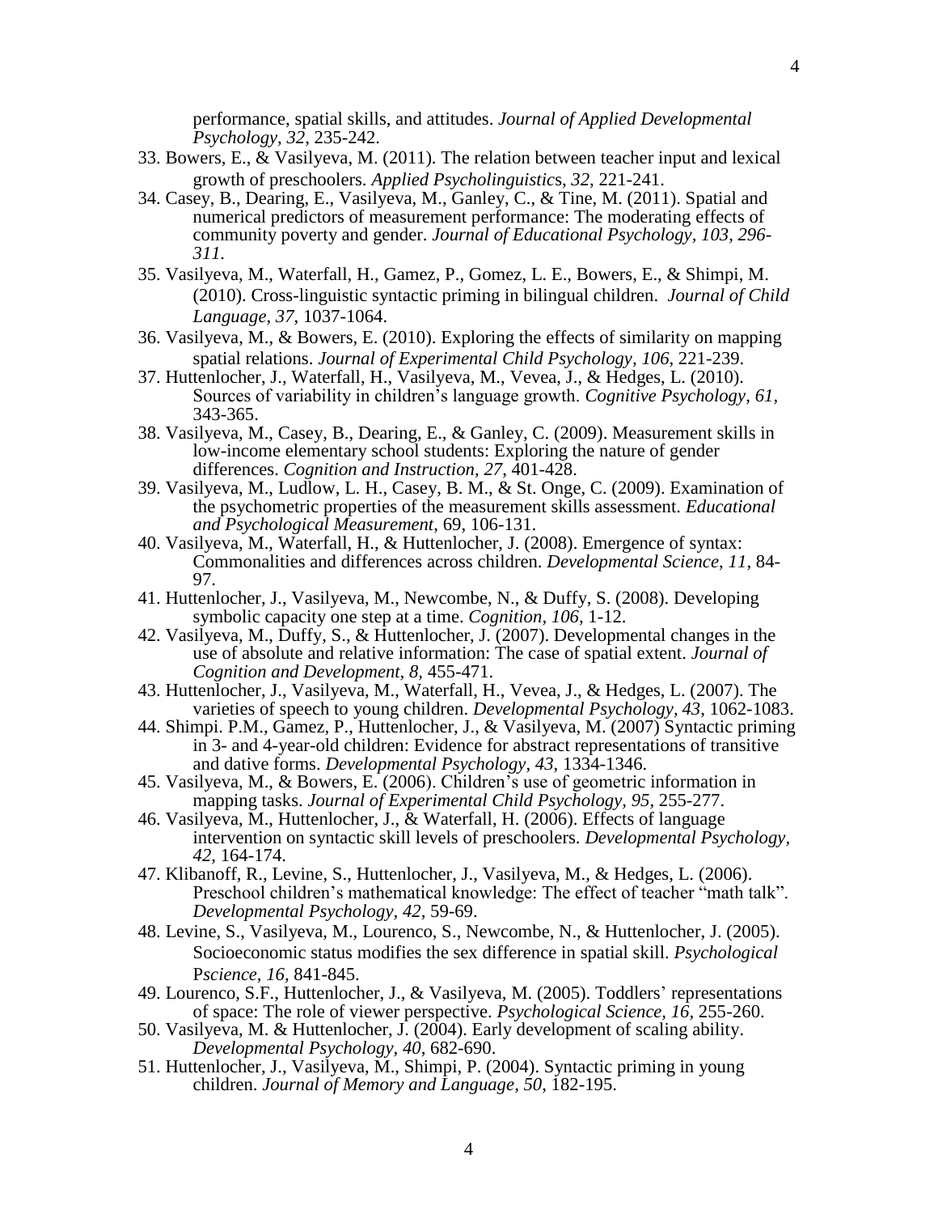performance, spatial skills, and attitudes. *Journal of Applied Developmental Psychology*, *32*, 235-242.

33. Bowers, E., & Vasilyeva, M. (2011). The relation between teacher input and lexical growth of preschoolers. *Applied Psycholinguistics*, *32*, 221-241.
34. Casey, B., Dearing, E., Vasilyeva, M., Ganley, C., & Tine, M. (2011). Spatial and numerical predictors of measurement performance: The moderating effects of community poverty and gender. *Journal of Educational Psychology, 103, 296-311.*
35. Vasilyeva, M., Waterfall, H., Gamez, P., Gomez, L. E., Bowers, E., & Shimpi, M. (2010). Cross-linguistic syntactic priming in bilingual children. *Journal of Child Language, 37*, 1037-1064.
36. Vasilyeva, M., & Bowers, E. (2010). Exploring the effects of similarity on mapping spatial relations. *Journal of Experimental Child Psychology, 106*, 221-239.
37. Huttenlocher, J., Waterfall, H., Vasilyeva, M., Vevea, J., & Hedges, L. (2010). Sources of variability in children's language growth. *Cognitive Psychology*, *61*, 343-365.
38. Vasilyeva, M., Casey, B., Dearing, E., & Ganley, C. (2009). Measurement skills in low-income elementary school students: Exploring the nature of gender differences. *Cognition and Instruction*, *27*, 401-428.
39. Vasilyeva, M., Ludlow, L. H., Casey, B. M., & St. Onge, C. (2009). Examination of the psychometric properties of the measurement skills assessment. *Educational and Psychological Measurement*, 69, 106-131.
40. Vasilyeva, M., Waterfall, H., & Huttenlocher, J. (2008). Emergence of syntax: Commonalities and differences across children. *Developmental Science*, *11*, 84-97.
41. Huttenlocher, J., Vasilyeva, M., Newcombe, N., & Duffy, S. (2008). Developing symbolic capacity one step at a time. *Cognition*, *106*, 1-12.
42. Vasilyeva, M., Duffy, S., & Huttenlocher, J. (2007). Developmental changes in the use of absolute and relative information: The case of spatial extent. *Journal of Cognition and Development, 8*, 455-471.
43. Huttenlocher, J., Vasilyeva, M., Waterfall, H., Vevea, J., & Hedges, L. (2007). The varieties of speech to young children. *Developmental Psychology*, *43*, 1062-1083.
44. Shimpi. P.M., Gamez, P., Huttenlocher, J., & Vasilyeva, M. (2007) Syntactic priming in 3- and 4-year-old children: Evidence for abstract representations of transitive and dative forms. *Developmental Psychology*, *43*, 1334-1346.
45. Vasilyeva, M., & Bowers, E. (2006). Children's use of geometric information in mapping tasks. *Journal of Experimental Child Psychology, 95*, 255-277.
46. Vasilyeva, M., Huttenlocher, J., & Waterfall, H. (2006). Effects of language intervention on syntactic skill levels of preschoolers. *Developmental Psychology*, *42*, 164-174.
47. Klibanoff, R., Levine, S., Huttenlocher, J., Vasilyeva, M., & Hedges, L. (2006). Preschool children's mathematical knowledge: The effect of teacher "math talk". *Developmental Psychology, 42*, 59-69.
48. Levine, S., Vasilyeva, M., Lourenco, S., Newcombe, N., & Huttenlocher, J. (2005). Socioeconomic status modifies the sex difference in spatial skill. *Psychological Pscience, 16,* 841-845.
49. Lourenco, S.F., Huttenlocher, J., & Vasilyeva, M. (2005). Toddlers' representations of space: The role of viewer perspective. *Psychological Science, 16*, 255-260.
50. Vasilyeva, M. & Huttenlocher, J. (2004). Early development of scaling ability. *Developmental Psychology, 40*, 682-690.
51. Huttenlocher, J., Vasilyeva, M., Shimpi, P. (2004). Syntactic priming in young children. *Journal of Memory and Language, 50*, 182-195.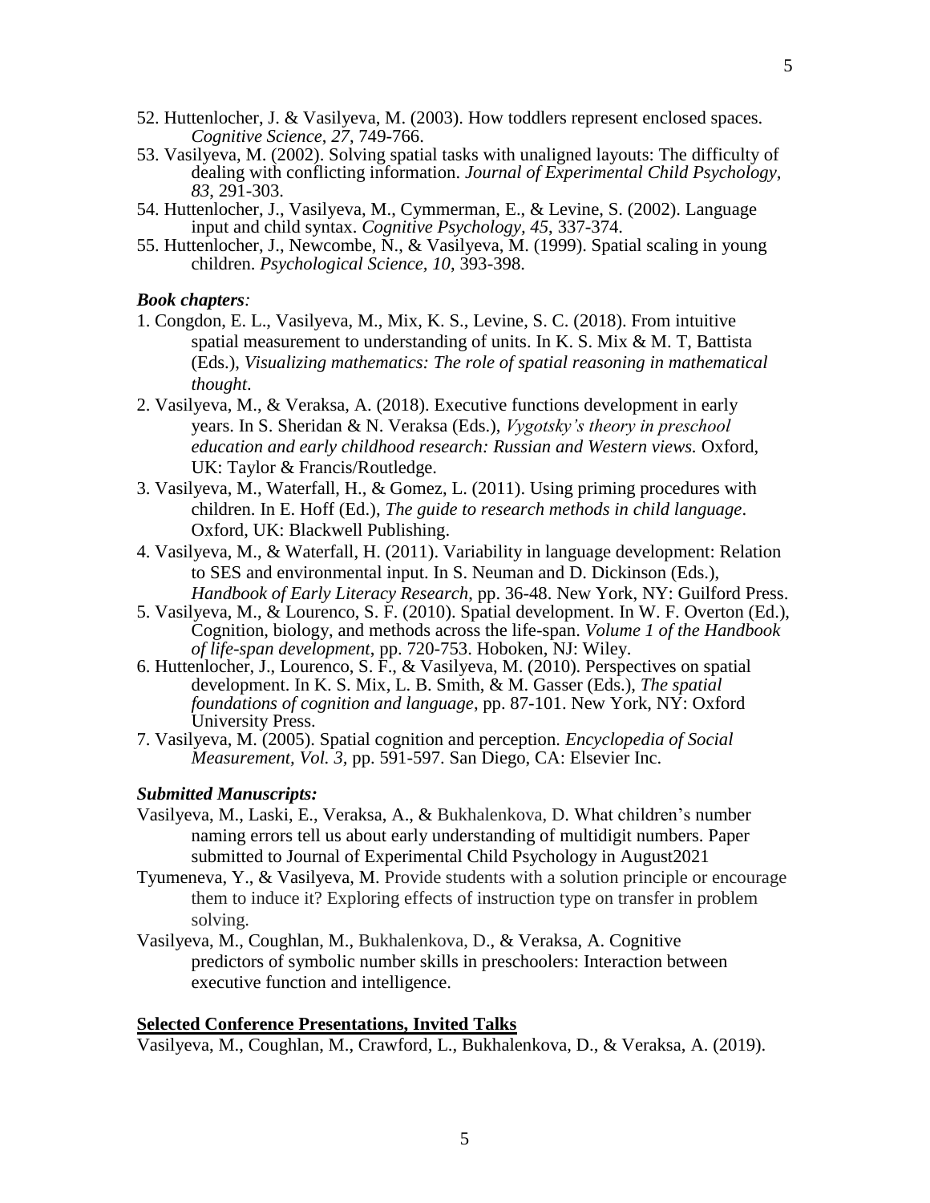52. Huttenlocher, J. & Vasilyeva, M. (2003). How toddlers represent enclosed spaces. *Cognitive Science*, *27*, 749-766.
53. Vasilyeva, M. (2002). Solving spatial tasks with unaligned layouts: The difficulty of dealing with conflicting information. *Journal of Experimental Child Psychology*, *83*, 291-303.
54. Huttenlocher, J., Vasilyeva, M., Cymmerman, E., & Levine, S. (2002). Language input and child syntax. *Cognitive Psychology*, *45*, 337-374.
55. Huttenlocher, J., Newcombe, N., & Vasilyeva, M. (1999). Spatial scaling in young children. *Psychological Science*, *10*, 393-398.

***Book chapters:***

1. Congdon, E. L., Vasilyeva, M., Mix, K. S., Levine, S. C. (2018). From intuitive spatial measurement to understanding of units. In K. S. Mix & M. T, Battista (Eds.), *Visualizing mathematics: The role of spatial reasoning in mathematical thought*.
2. Vasilyeva, M., & Veraksa, A. (2018). Executive functions development in early years. In S. Sheridan & N. Veraksa (Eds.), *Vygotsky's theory in preschool education and early childhood research: Russian and Western views.* Oxford, UK: Taylor & Francis/Routledge.
3. Vasilyeva, M., Waterfall, H., & Gomez, L. (2011). Using priming procedures with children. In E. Hoff (Ed.), *The guide to research methods in child language*. Oxford, UK: Blackwell Publishing.
4. Vasilyeva, M., & Waterfall, H. (2011). Variability in language development: Relation to SES and environmental input. In S. Neuman and D. Dickinson (Eds.), *Handbook of Early Literacy Research*, pp. 36-48. New York, NY: Guilford Press.
5. Vasilyeva, M., & Lourenco, S. F. (2010). Spatial development. In W. F. Overton (Ed.), Cognition, biology, and methods across the life-span. *Volume 1 of the Handbook of life-span development*, pp. 720-753. Hoboken, NJ: Wiley.
6. Huttenlocher, J., Lourenco, S. F., & Vasilyeva, M. (2010). Perspectives on spatial development. In K. S. Mix, L. B. Smith, & M. Gasser (Eds.), *The spatial foundations of cognition and language*, pp. 87-101. New York, NY: Oxford University Press.
7. Vasilyeva, M. (2005). Spatial cognition and perception. *Encyclopedia of Social Measurement, Vol. 3*, pp. 591-597. San Diego, CA: Elsevier Inc.

***Submitted Manuscripts:***

Vasilyeva, M., Laski, E., Veraksa, A., & Bukhalenkova, D. What children's number naming errors tell us about early understanding of multidigit numbers. Paper submitted to Journal of Experimental Child Psychology in August2021

Tyumeneva, Y., & Vasilyeva, M. Provide students with a solution principle or encourage them to induce it? Exploring effects of instruction type on transfer in problem solving.

Vasilyeva, M., Coughlan, M., Bukhalenkova, D., & Veraksa, A. Cognitive predictors of symbolic number skills in preschoolers: Interaction between executive function and intelligence.

**Selected Conference Presentations, Invited Talks**

Vasilyeva, M., Coughlan, M., Crawford, L., Bukhalenkova, D., & Veraksa, A. (2019).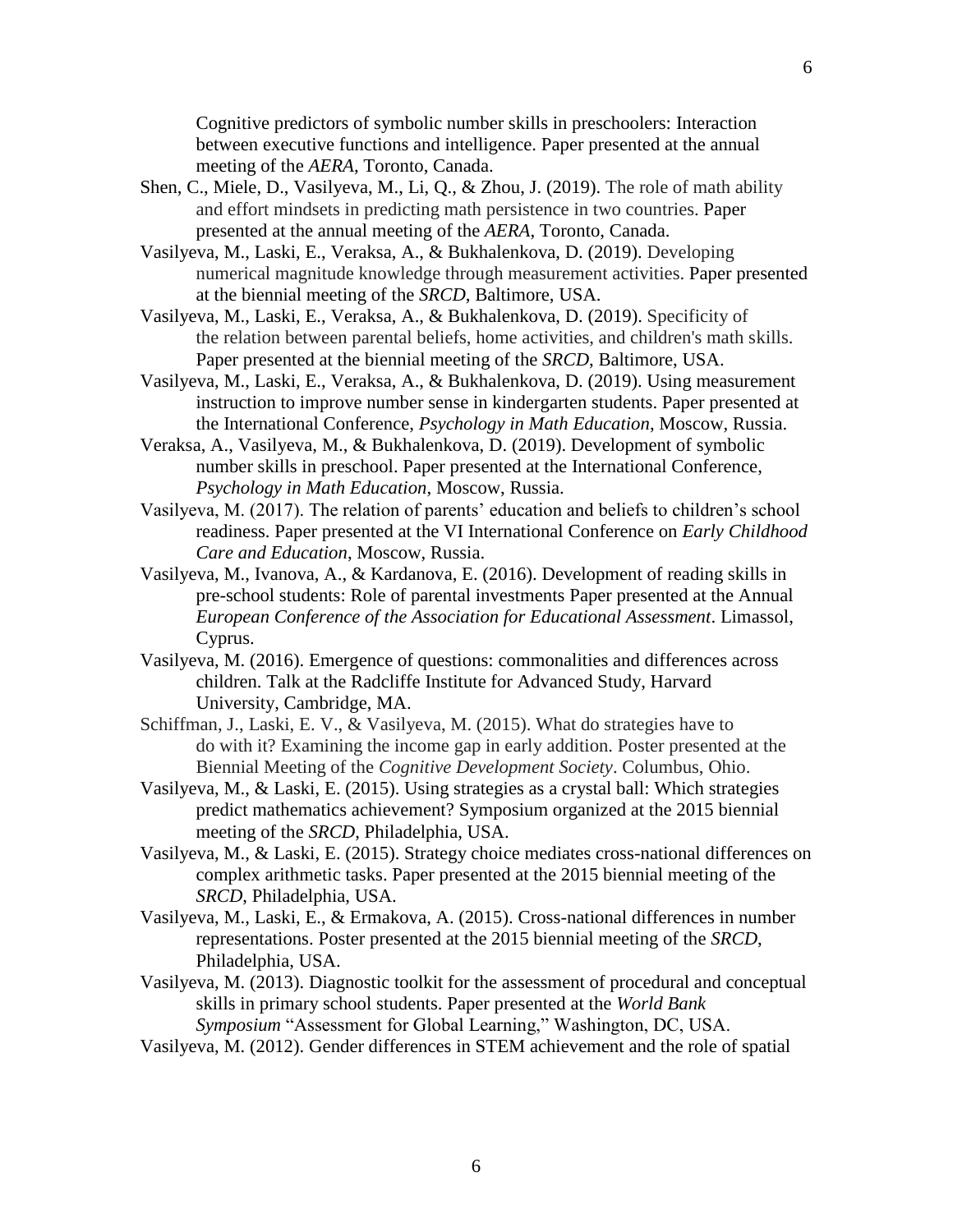Cognitive predictors of symbolic number skills in preschoolers: Interaction between executive functions and intelligence. Paper presented at the annual meeting of the *AERA*, Toronto, Canada.

Shen, C., Miele, D., Vasilyeva, M., Li, Q., & Zhou, J. (2019). The role of math ability and effort mindsets in predicting math persistence in two countries. Paper presented at the annual meeting of the *AERA*, Toronto, Canada.

Vasilyeva, M., Laski, E., Veraksa, A., & Bukhalenkova, D. (2019). Developing numerical magnitude knowledge through measurement activities. Paper presented at the biennial meeting of the *SRCD*, Baltimore, USA.

Vasilyeva, M., Laski, E., Veraksa, A., & Bukhalenkova, D. (2019). Specificity of the relation between parental beliefs, home activities, and children's math skills. Paper presented at the biennial meeting of the *SRCD*, Baltimore, USA.

Vasilyeva, M., Laski, E., Veraksa, A., & Bukhalenkova, D. (2019). Using measurement instruction to improve number sense in kindergarten students. Paper presented at the International Conference, *Psychology in Math Education*, Moscow, Russia.

Veraksa, A., Vasilyeva, M., & Bukhalenkova, D. (2019). Development of symbolic number skills in preschool. Paper presented at the International Conference, *Psychology in Math Education*, Moscow, Russia.

Vasilyeva, M. (2017). The relation of parents' education and beliefs to children's school readiness. Paper presented at the VI International Conference on *Early Childhood Care and Education*, Moscow, Russia.

Vasilyeva, M., Ivanova, A., & Kardanova, E. (2016). Development of reading skills in pre-school students: Role of parental investments Paper presented at the Annual *European Conference of the Association for Educational Assessment*. Limassol, Cyprus.

Vasilyeva, M. (2016). Emergence of questions: commonalities and differences across children. Talk at the Radcliffe Institute for Advanced Study, Harvard University, Cambridge, MA.

Schiffman, J., Laski, E. V., & Vasilyeva, M. (2015). What do strategies have to do with it? Examining the income gap in early addition. Poster presented at the Biennial Meeting of the *Cognitive Development Society*. Columbus, Ohio.

Vasilyeva, M., & Laski, E. (2015). Using strategies as a crystal ball: Which strategies predict mathematics achievement? Symposium organized at the 2015 biennial meeting of the *SRCD*, Philadelphia, USA.

Vasilyeva, M., & Laski, E. (2015). Strategy choice mediates cross-national differences on complex arithmetic tasks. Paper presented at the 2015 biennial meeting of the *SRCD*, Philadelphia, USA.

Vasilyeva, M., Laski, E., & Ermakova, A. (2015). Cross-national differences in number representations. Poster presented at the 2015 biennial meeting of the *SRCD*, Philadelphia, USA.

Vasilyeva, M. (2013). Diagnostic toolkit for the assessment of procedural and conceptual skills in primary school students. Paper presented at the *World Bank Symposium* "Assessment for Global Learning," Washington, DC, USA.

Vasilyeva, M. (2012). Gender differences in STEM achievement and the role of spatial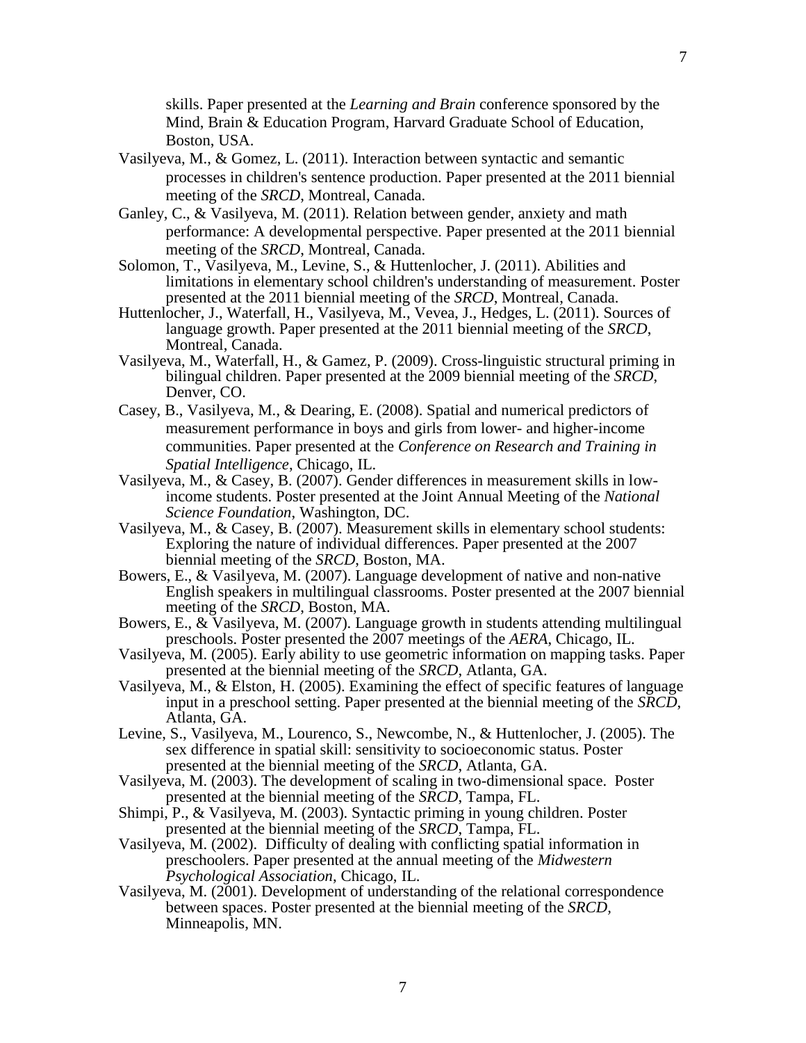skills. Paper presented at the *Learning and Brain* conference sponsored by the Mind, Brain & Education Program, Harvard Graduate School of Education, Boston, USA.

Vasilyeva, M., & Gomez, L. (2011). Interaction between syntactic and semantic processes in children's sentence production. Paper presented at the 2011 biennial meeting of the *SRCD*, Montreal, Canada.

Ganley, C., & Vasilyeva, M. (2011). Relation between gender, anxiety and math performance: A developmental perspective. Paper presented at the 2011 biennial meeting of the *SRCD*, Montreal, Canada.

Solomon, T., Vasilyeva, M., Levine, S., & Huttenlocher, J. (2011). Abilities and limitations in elementary school children's understanding of measurement. Poster presented at the 2011 biennial meeting of the *SRCD*, Montreal, Canada.

Huttenlocher, J., Waterfall, H., Vasilyeva, M., Vevea, J., Hedges, L. (2011). Sources of language growth. Paper presented at the 2011 biennial meeting of the *SRCD*, Montreal, Canada.

Vasilyeva, M., Waterfall, H., & Gamez, P. (2009). Cross-linguistic structural priming in bilingual children. Paper presented at the 2009 biennial meeting of the *SRCD*, Denver, CO.

Casey, B., Vasilyeva, M., & Dearing, E. (2008). Spatial and numerical predictors of measurement performance in boys and girls from lower- and higher-income communities. Paper presented at the *Conference on Research and Training in Spatial Intelligence*, Chicago, IL.

Vasilyeva, M., & Casey, B. (2007). Gender differences in measurement skills in low-income students. Poster presented at the Joint Annual Meeting of the *National Science Foundation*, Washington, DC.

Vasilyeva, M., & Casey, B. (2007). Measurement skills in elementary school students: Exploring the nature of individual differences. Paper presented at the 2007 biennial meeting of the *SRCD*, Boston, MA.

Bowers, E., & Vasilyeva, M. (2007). Language development of native and non-native English speakers in multilingual classrooms. Poster presented at the 2007 biennial meeting of the *SRCD*, Boston, MA.

Bowers, E., & Vasilyeva, M. (2007). Language growth in students attending multilingual preschools. Poster presented the 2007 meetings of the *AERA*, Chicago, IL.

Vasilyeva, M. (2005). Early ability to use geometric information on mapping tasks. Paper presented at the biennial meeting of the *SRCD*, Atlanta, GA.

Vasilyeva, M., & Elston, H. (2005). Examining the effect of specific features of language input in a preschool setting. Paper presented at the biennial meeting of the *SRCD*, Atlanta, GA.

Levine, S., Vasilyeva, M., Lourenco, S., Newcombe, N., & Huttenlocher, J. (2005). The sex difference in spatial skill: sensitivity to socioeconomic status. Poster presented at the biennial meeting of the *SRCD*, Atlanta, GA.

Vasilyeva, M. (2003). The development of scaling in two-dimensional space. Poster presented at the biennial meeting of the *SRCD*, Tampa, FL.

Shimpi, P., & Vasilyeva, M. (2003). Syntactic priming in young children. Poster presented at the biennial meeting of the *SRCD*, Tampa, FL.

Vasilyeva, M. (2002). Difficulty of dealing with conflicting spatial information in preschoolers. Paper presented at the annual meeting of the *Midwestern Psychological Association*, Chicago, IL.

Vasilyeva, M. (2001). Development of understanding of the relational correspondence between spaces. Poster presented at the biennial meeting of the *SRCD*, Minneapolis, MN.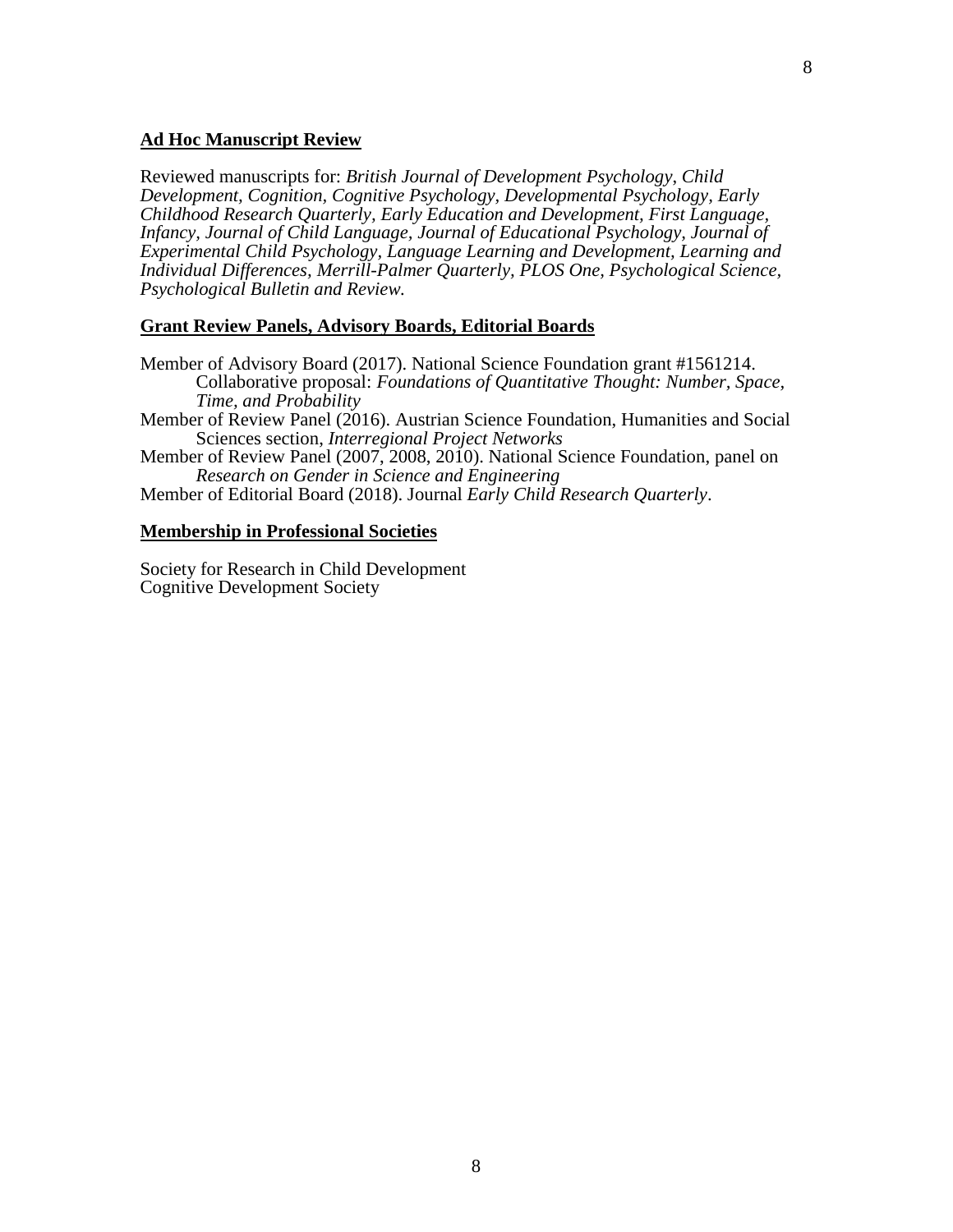**Ad Hoc Manuscript Review**

Reviewed manuscripts for: *British Journal of Development Psychology, Child Development, Cognition, Cognitive Psychology, Developmental Psychology, Early Childhood Research Quarterly, Early Education and Development, First Language, Infancy, Journal of Child Language, Journal of Educational Psychology, Journal of Experimental Child Psychology, Language Learning and Development, Learning and Individual Differences, Merrill-Palmer Quarterly, PLOS One, Psychological Science, Psychological Bulletin and Review.*

**Grant Review Panels, Advisory Boards, Editorial Boards**

Member of Advisory Board (2017). National Science Foundation grant #1561214. Collaborative proposal: *Foundations of Quantitative Thought: Number, Space, Time, and Probability*

Member of Review Panel (2016). Austrian Science Foundation, Humanities and Social Sciences section, *Interregional Project Networks*

Member of Review Panel (2007, 2008, 2010). National Science Foundation, panel on *Research on Gender in Science and Engineering*

Member of Editorial Board (2018). Journal *Early Child Research Quarterly*.

**Membership in Professional Societies**

Society for Research in Child Development
Cognitive Development Society